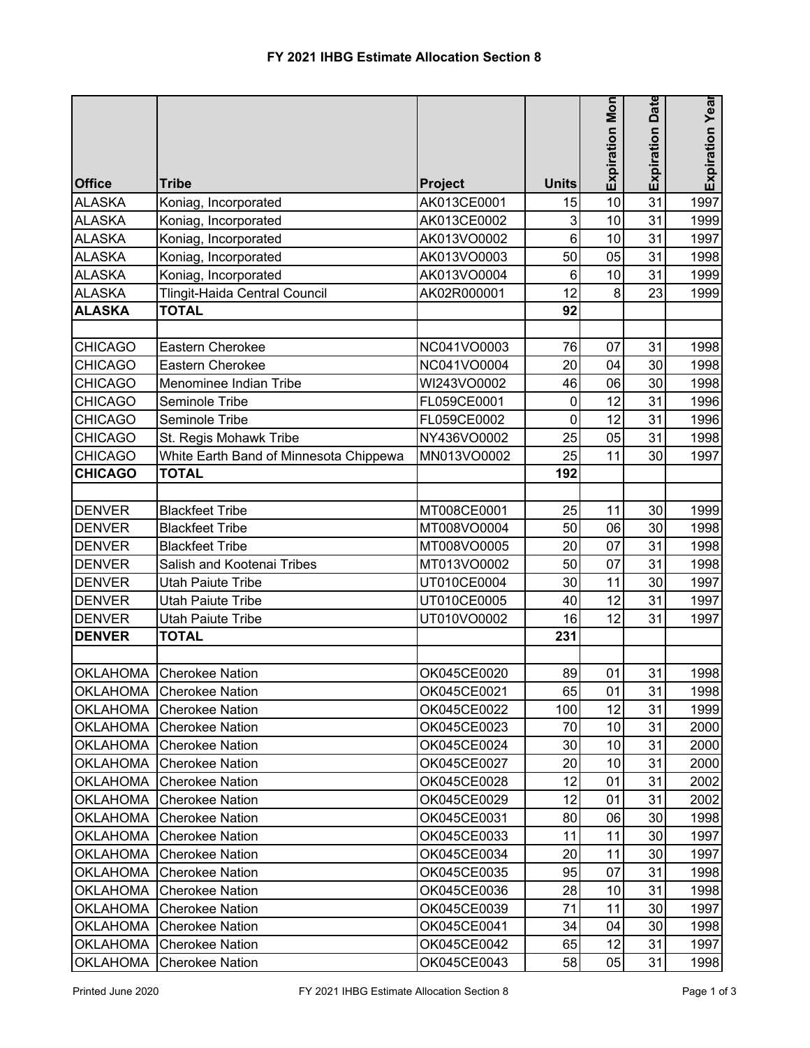# FY 2021 IHBG Estimate Allocation Section 8

| Office | Tribe | Project | Units | Expiration Mon | Expiration Date | Expiration Year |
|---|---|---|---|---|---|---|
| ALASKA | Koniag, Incorporated | AK013CE0001 | 15 | 10 | 31 | 1997 |
| ALASKA | Koniag, Incorporated | AK013CE0002 | 3 | 10 | 31 | 1999 |
| ALASKA | Koniag, Incorporated | AK013VO0002 | 6 | 10 | 31 | 1997 |
| ALASKA | Koniag, Incorporated | AK013VO0003 | 50 | 05 | 31 | 1998 |
| ALASKA | Koniag, Incorporated | AK013VO0004 | 6 | 10 | 31 | 1999 |
| ALASKA | Tlingit-Haida Central Council | AK02R000001 | 12 | 8 | 23 | 1999 |
| **ALASKA** | **TOTAL** | | **92** | | | |
| | | | | | | |
| CHICAGO | Eastern Cherokee | NC041VO0003 | 76 | 07 | 31 | 1998 |
| CHICAGO | Eastern Cherokee | NC041VO0004 | 20 | 04 | 30 | 1998 |
| CHICAGO | Menominee Indian Tribe | WI243VO0002 | 46 | 06 | 30 | 1998 |
| CHICAGO | Seminole Tribe | FL059CE0001 | 0 | 12 | 31 | 1996 |
| CHICAGO | Seminole Tribe | FL059CE0002 | 0 | 12 | 31 | 1996 |
| CHICAGO | St. Regis Mohawk Tribe | NY436VO0002 | 25 | 05 | 31 | 1998 |
| CHICAGO | White Earth Band of Minnesota Chippewa | MN013VO0002 | 25 | 11 | 30 | 1997 |
| **CHICAGO** | **TOTAL** | | **192** | | | |
| | | | | | | |
| DENVER | Blackfeet Tribe | MT008CE0001 | 25 | 11 | 30 | 1999 |
| DENVER | Blackfeet Tribe | MT008VO0004 | 50 | 06 | 30 | 1998 |
| DENVER | Blackfeet Tribe | MT008VO0005 | 20 | 07 | 31 | 1998 |
| DENVER | Salish and Kootenai Tribes | MT013VO0002 | 50 | 07 | 31 | 1998 |
| DENVER | Utah Paiute Tribe | UT010CE0004 | 30 | 11 | 30 | 1997 |
| DENVER | Utah Paiute Tribe | UT010CE0005 | 40 | 12 | 31 | 1997 |
| DENVER | Utah Paiute Tribe | UT010VO0002 | 16 | 12 | 31 | 1997 |
| **DENVER** | **TOTAL** | | **231** | | | |
| | | | | | | |
| OKLAHOMA | Cherokee Nation | OK045CE0020 | 89 | 01 | 31 | 1998 |
| OKLAHOMA | Cherokee Nation | OK045CE0021 | 65 | 01 | 31 | 1998 |
| OKLAHOMA | Cherokee Nation | OK045CE0022 | 100 | 12 | 31 | 1999 |
| OKLAHOMA | Cherokee Nation | OK045CE0023 | 70 | 10 | 31 | 2000 |
| OKLAHOMA | Cherokee Nation | OK045CE0024 | 30 | 10 | 31 | 2000 |
| OKLAHOMA | Cherokee Nation | OK045CE0027 | 20 | 10 | 31 | 2000 |
| OKLAHOMA | Cherokee Nation | OK045CE0028 | 12 | 01 | 31 | 2002 |
| OKLAHOMA | Cherokee Nation | OK045CE0029 | 12 | 01 | 31 | 2002 |
| OKLAHOMA | Cherokee Nation | OK045CE0031 | 80 | 06 | 30 | 1998 |
| OKLAHOMA | Cherokee Nation | OK045CE0033 | 11 | 11 | 30 | 1997 |
| OKLAHOMA | Cherokee Nation | OK045CE0034 | 20 | 11 | 30 | 1997 |
| OKLAHOMA | Cherokee Nation | OK045CE0035 | 95 | 07 | 31 | 1998 |
| OKLAHOMA | Cherokee Nation | OK045CE0036 | 28 | 10 | 31 | 1998 |
| OKLAHOMA | Cherokee Nation | OK045CE0039 | 71 | 11 | 30 | 1997 |
| OKLAHOMA | Cherokee Nation | OK045CE0041 | 34 | 04 | 30 | 1998 |
| OKLAHOMA | Cherokee Nation | OK045CE0042 | 65 | 12 | 31 | 1997 |
| OKLAHOMA | Cherokee Nation | OK045CE0043 | 58 | 05 | 31 | 1998 |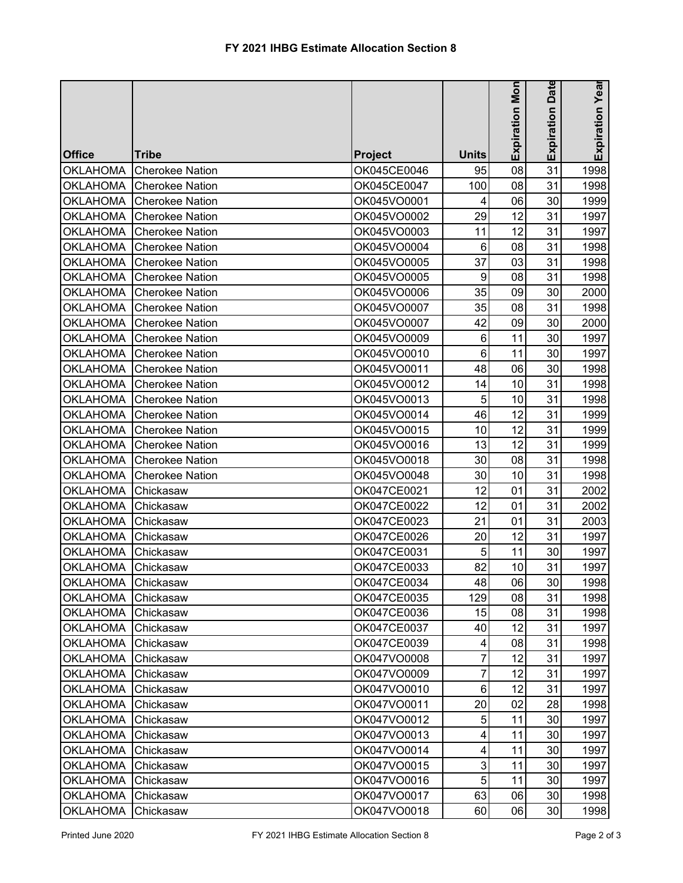# FY 2021 IHBG Estimate Allocation Section 8

| Office | Tribe | Project | Units | Expiration Mon | Expiration Date | Expiration Year |
|---|---|---|---|---|---|---|
| OKLAHOMA | Cherokee Nation | OK045CE0046 | 95 | 08 | 31 | 1998 |
| OKLAHOMA | Cherokee Nation | OK045CE0047 | 100 | 08 | 31 | 1998 |
| OKLAHOMA | Cherokee Nation | OK045VO0001 | 4 | 06 | 30 | 1999 |
| OKLAHOMA | Cherokee Nation | OK045VO0002 | 29 | 12 | 31 | 1997 |
| OKLAHOMA | Cherokee Nation | OK045VO0003 | 11 | 12 | 31 | 1997 |
| OKLAHOMA | Cherokee Nation | OK045VO0004 | 6 | 08 | 31 | 1998 |
| OKLAHOMA | Cherokee Nation | OK045VO0005 | 37 | 03 | 31 | 1998 |
| OKLAHOMA | Cherokee Nation | OK045VO0005 | 9 | 08 | 31 | 1998 |
| OKLAHOMA | Cherokee Nation | OK045VO0006 | 35 | 09 | 30 | 2000 |
| OKLAHOMA | Cherokee Nation | OK045VO0007 | 35 | 08 | 31 | 1998 |
| OKLAHOMA | Cherokee Nation | OK045VO0007 | 42 | 09 | 30 | 2000 |
| OKLAHOMA | Cherokee Nation | OK045VO0009 | 6 | 11 | 30 | 1997 |
| OKLAHOMA | Cherokee Nation | OK045VO0010 | 6 | 11 | 30 | 1997 |
| OKLAHOMA | Cherokee Nation | OK045VO0011 | 48 | 06 | 30 | 1998 |
| OKLAHOMA | Cherokee Nation | OK045VO0012 | 14 | 10 | 31 | 1998 |
| OKLAHOMA | Cherokee Nation | OK045VO0013 | 5 | 10 | 31 | 1998 |
| OKLAHOMA | Cherokee Nation | OK045VO0014 | 46 | 12 | 31 | 1999 |
| OKLAHOMA | Cherokee Nation | OK045VO0015 | 10 | 12 | 31 | 1999 |
| OKLAHOMA | Cherokee Nation | OK045VO0016 | 13 | 12 | 31 | 1999 |
| OKLAHOMA | Cherokee Nation | OK045VO0018 | 30 | 08 | 31 | 1998 |
| OKLAHOMA | Cherokee Nation | OK045VO0048 | 30 | 10 | 31 | 1998 |
| OKLAHOMA | Chickasaw | OK047CE0021 | 12 | 01 | 31 | 2002 |
| OKLAHOMA | Chickasaw | OK047CE0022 | 12 | 01 | 31 | 2002 |
| OKLAHOMA | Chickasaw | OK047CE0023 | 21 | 01 | 31 | 2003 |
| OKLAHOMA | Chickasaw | OK047CE0026 | 20 | 12 | 31 | 1997 |
| OKLAHOMA | Chickasaw | OK047CE0031 | 5 | 11 | 30 | 1997 |
| OKLAHOMA | Chickasaw | OK047CE0033 | 82 | 10 | 31 | 1997 |
| OKLAHOMA | Chickasaw | OK047CE0034 | 48 | 06 | 30 | 1998 |
| OKLAHOMA | Chickasaw | OK047CE0035 | 129 | 08 | 31 | 1998 |
| OKLAHOMA | Chickasaw | OK047CE0036 | 15 | 08 | 31 | 1998 |
| OKLAHOMA | Chickasaw | OK047CE0037 | 40 | 12 | 31 | 1997 |
| OKLAHOMA | Chickasaw | OK047CE0039 | 4 | 08 | 31 | 1998 |
| OKLAHOMA | Chickasaw | OK047VO0008 | 7 | 12 | 31 | 1997 |
| OKLAHOMA | Chickasaw | OK047VO0009 | 7 | 12 | 31 | 1997 |
| OKLAHOMA | Chickasaw | OK047VO0010 | 6 | 12 | 31 | 1997 |
| OKLAHOMA | Chickasaw | OK047VO0011 | 20 | 02 | 28 | 1998 |
| OKLAHOMA | Chickasaw | OK047VO0012 | 5 | 11 | 30 | 1997 |
| OKLAHOMA | Chickasaw | OK047VO0013 | 4 | 11 | 30 | 1997 |
| OKLAHOMA | Chickasaw | OK047VO0014 | 4 | 11 | 30 | 1997 |
| OKLAHOMA | Chickasaw | OK047VO0015 | 3 | 11 | 30 | 1997 |
| OKLAHOMA | Chickasaw | OK047VO0016 | 5 | 11 | 30 | 1997 |
| OKLAHOMA | Chickasaw | OK047VO0017 | 63 | 06 | 30 | 1998 |
| OKLAHOMA | Chickasaw | OK047VO0018 | 60 | 06 | 30 | 1998 |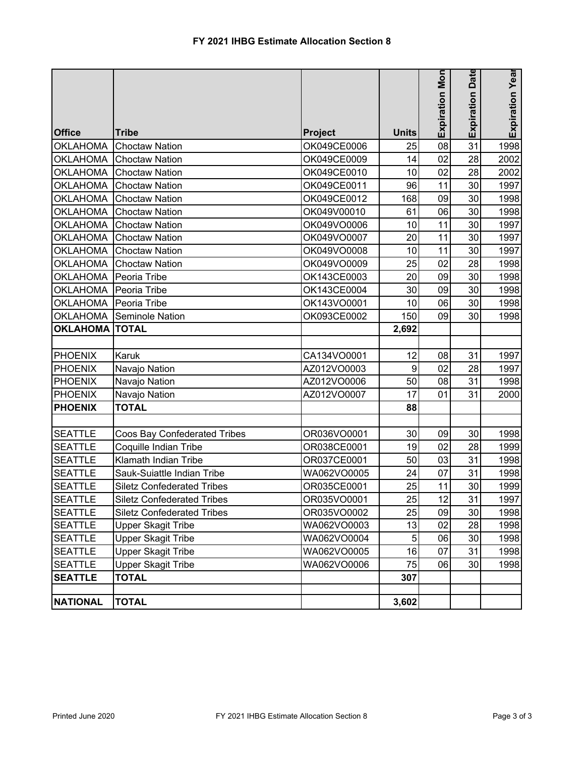# FY 2021 IHBG Estimate Allocation Section 8

| Office | Tribe | Project | Units | Expiration Mon | Expiration Date | Expiration Year |
|---|---|---|---|---|---|---|
| OKLAHOMA | Choctaw Nation | OK049CE0006 | 25 | 08 | 31 | 1998 |
| OKLAHOMA | Choctaw Nation | OK049CE0009 | 14 | 02 | 28 | 2002 |
| OKLAHOMA | Choctaw Nation | OK049CE0010 | 10 | 02 | 28 | 2002 |
| OKLAHOMA | Choctaw Nation | OK049CE0011 | 96 | 11 | 30 | 1997 |
| OKLAHOMA | Choctaw Nation | OK049CE0012 | 168 | 09 | 30 | 1998 |
| OKLAHOMA | Choctaw Nation | OK049V00010 | 61 | 06 | 30 | 1998 |
| OKLAHOMA | Choctaw Nation | OK049VO0006 | 10 | 11 | 30 | 1997 |
| OKLAHOMA | Choctaw Nation | OK049VO0007 | 20 | 11 | 30 | 1997 |
| OKLAHOMA | Choctaw Nation | OK049VO0008 | 10 | 11 | 30 | 1997 |
| OKLAHOMA | Choctaw Nation | OK049VO0009 | 25 | 02 | 28 | 1998 |
| OKLAHOMA | Peoria Tribe | OK143CE0003 | 20 | 09 | 30 | 1998 |
| OKLAHOMA | Peoria Tribe | OK143CE0004 | 30 | 09 | 30 | 1998 |
| OKLAHOMA | Peoria Tribe | OK143VO0001 | 10 | 06 | 30 | 1998 |
| OKLAHOMA | Seminole Nation | OK093CE0002 | 150 | 09 | 30 | 1998 |
| **OKLAHOMA** | **TOTAL** | | **2,692** | | | |
| | | | | | | |
| PHOENIX | Karuk | CA134VO0001 | 12 | 08 | 31 | 1997 |
| PHOENIX | Navajo Nation | AZ012VO0003 | 9 | 02 | 28 | 1997 |
| PHOENIX | Navajo Nation | AZ012VO0006 | 50 | 08 | 31 | 1998 |
| PHOENIX | Navajo Nation | AZ012VO0007 | 17 | 01 | 31 | 2000 |
| **PHOENIX** | **TOTAL** | | **88** | | | |
| | | | | | | |
| SEATTLE | Coos Bay Confederated Tribes | OR036VO0001 | 30 | 09 | 30 | 1998 |
| SEATTLE | Coquille Indian Tribe | OR038CE0001 | 19 | 02 | 28 | 1999 |
| SEATTLE | Klamath Indian Tribe | OR037CE0001 | 50 | 03 | 31 | 1998 |
| SEATTLE | Sauk-Suiattle Indian Tribe | WA062VO0005 | 24 | 07 | 31 | 1998 |
| SEATTLE | Siletz Confederated Tribes | OR035CE0001 | 25 | 11 | 30 | 1999 |
| SEATTLE | Siletz Confederated Tribes | OR035VO0001 | 25 | 12 | 31 | 1997 |
| SEATTLE | Siletz Confederated Tribes | OR035VO0002 | 25 | 09 | 30 | 1998 |
| SEATTLE | Upper Skagit Tribe | WA062VO0003 | 13 | 02 | 28 | 1998 |
| SEATTLE | Upper Skagit Tribe | WA062VO0004 | 5 | 06 | 30 | 1998 |
| SEATTLE | Upper Skagit Tribe | WA062VO0005 | 16 | 07 | 31 | 1998 |
| SEATTLE | Upper Skagit Tribe | WA062VO0006 | 75 | 06 | 30 | 1998 |
| **SEATTLE** | **TOTAL** | | **307** | | | |
| | | | | | | |
| **NATIONAL** | **TOTAL** | | **3,602** | | | |

Printed June 2020